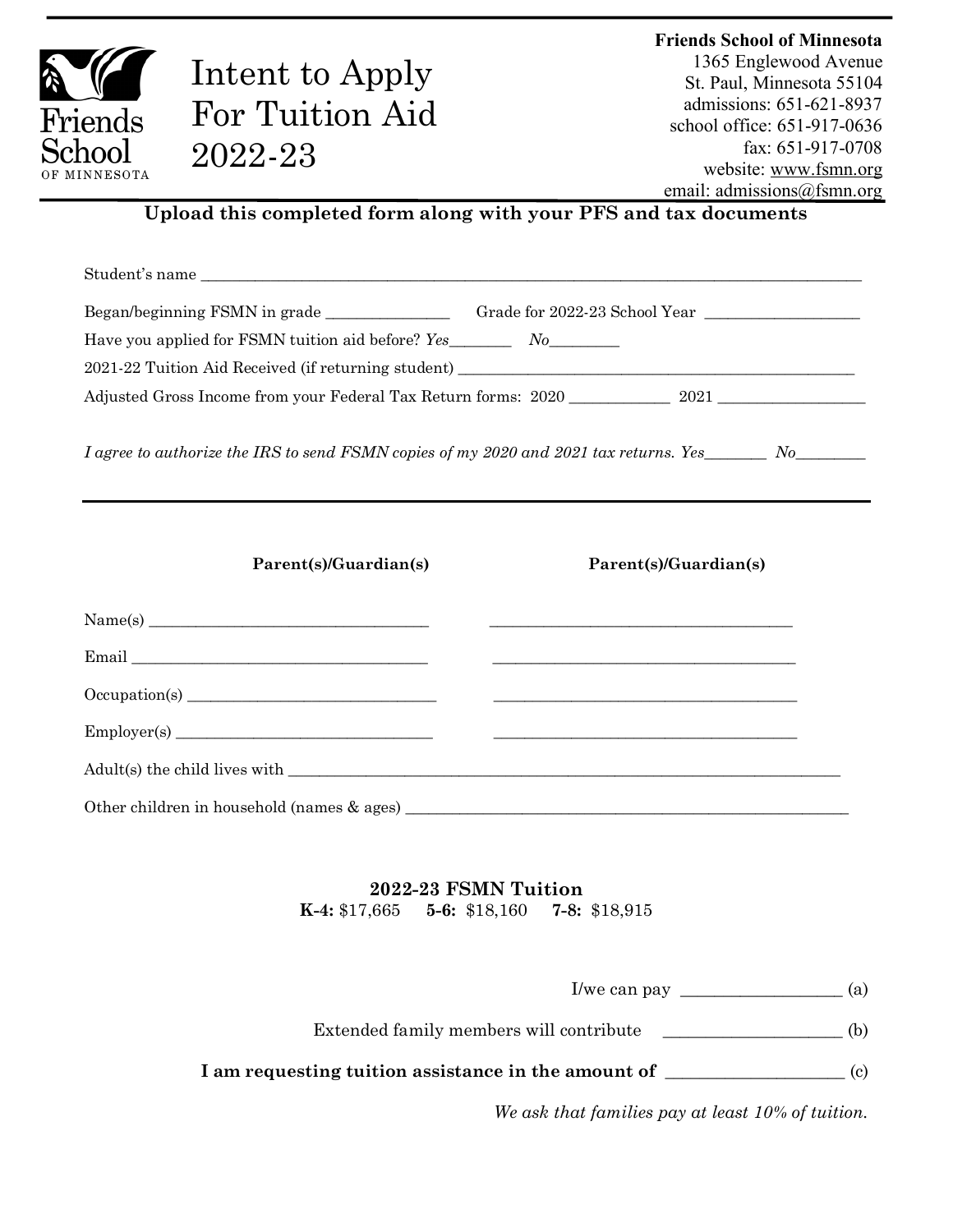# Intent to Apply For Tuition Aid 2022-23

**Friends School of Minnesota**
1365 Englewood Avenue
St. Paul, Minnesota 55104
admissions: 651-621-8937
school office: 651-917-0636
fax: 651-917-0708
website: www.fsmn.org
email: admissions@fsmn.org

**Upload this completed form along with your PFS and tax documents**

Student's name ____________________________________________________________

Began/beginning FSMN in grade _______________ Grade for 2022-23 School Year ___________________

Have you applied for FSMN tuition aid before? *Yes*________ *No*_________

2021-22 Tuition Aid Received (if returning student) ______________________________________________

Adjusted Gross Income from your Federal Tax Return forms: 2020 ____________ 2021 _________________

*I agree to authorize the IRS to send FSMN copies of my 2020 and 2021 tax returns. Yes________ No________*

---

| | **Parent(s)/Guardian(s)** | **Parent(s)/Guardian(s)** |
|---|---|---|
| Name(s) | ___________________________ | ___________________________ |
| Email | ___________________________ | ___________________________ |
| Occupation(s) | ___________________________ | ___________________________ |
| Employer(s) | ___________________________ | ___________________________ |

Adult(s) the child lives with ______________________________________________________________

Other children in household (names & ages) _______________________________________________

**2022-23 FSMN Tuition**
**K-4:** $17,665 **5-6:** $18,160 **7-8:** $18,915

I/we can pay __________________ (a)

Extended family members will contribute ____________________ (b)

**I am requesting tuition assistance in the amount of** ____________________ (c)

*We ask that families pay at least 10% of tuition.*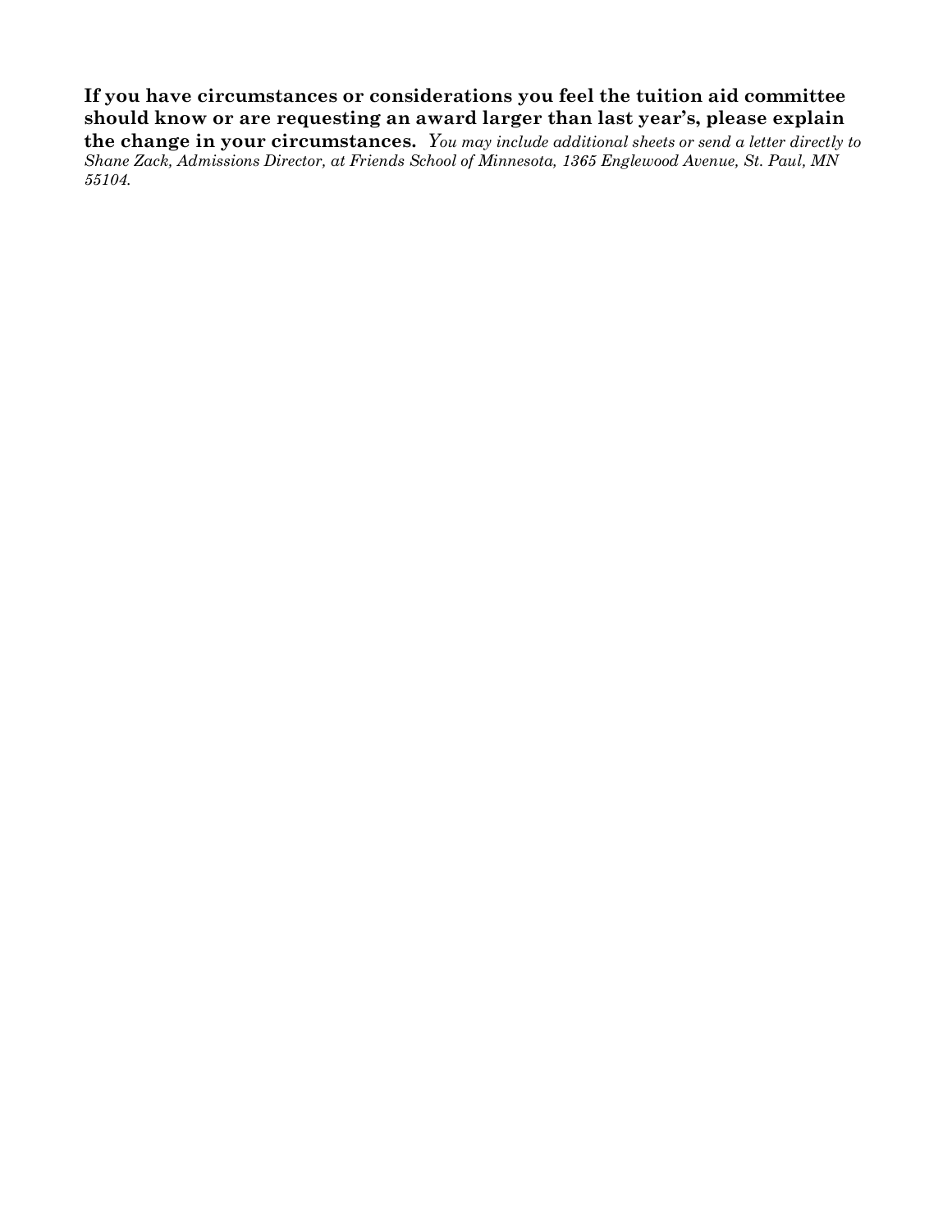**If you have circumstances or considerations you feel the tuition aid committee should know or are requesting an award larger than last year's, please explain the change in your circumstances.** *You may include additional sheets or send a letter directly to Shane Zack, Admissions Director, at Friends School of Minnesota, 1365 Englewood Avenue, St. Paul, MN 55104.*